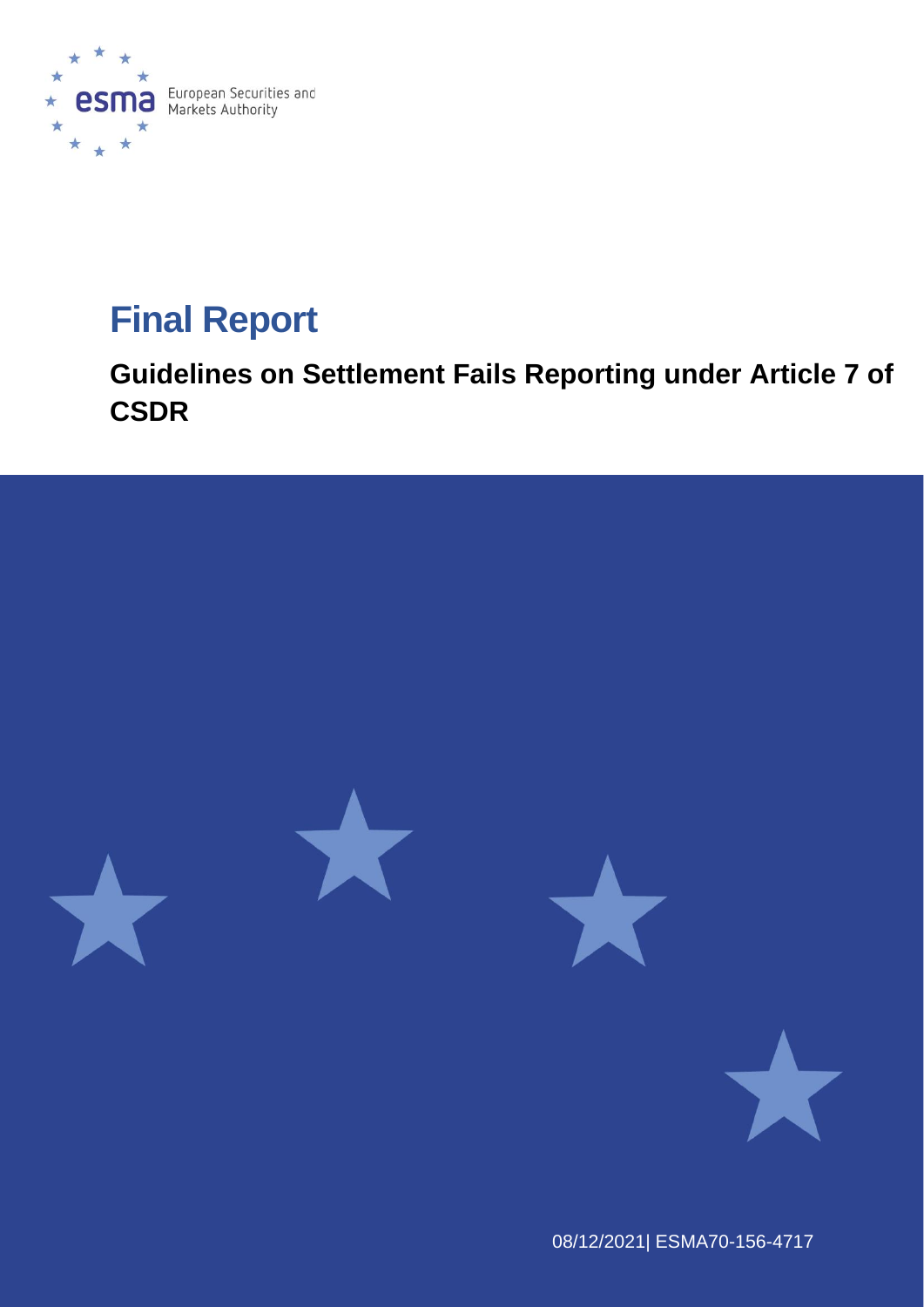European Securities and Markets Authority

# Final Report

## Guidelines on Settlement Fails Reporting under Article 7 of CSDR

08/12/2021| ESMA70-156-4717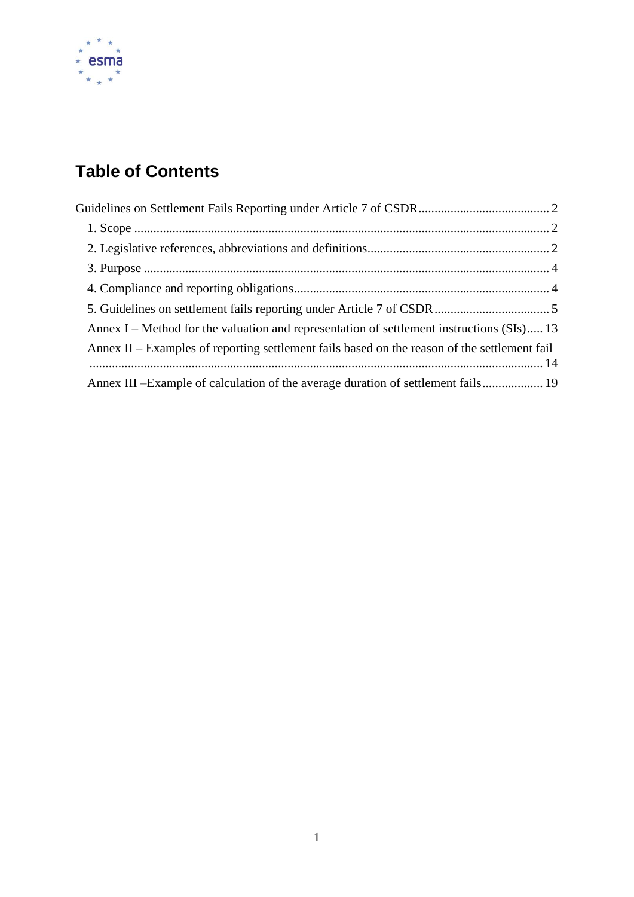# Table of Contents

Guidelines on Settlement Fails Reporting under Article 7 of CSDR ......................................... 2

- 1. Scope ................................................................................................................................. 2
- 2. Legislative references, abbreviations and definitions......................................................... 2
- 3. Purpose .............................................................................................................................. 4
- 4. Compliance and reporting obligations............................................................................... 4
- 5. Guidelines on settlement fails reporting under Article 7 of CSDR .................................... 5
- Annex I – Method for the valuation and representation of settlement instructions (SIs)..... 13
- Annex II – Examples of reporting settlement fails based on the reason of the settlement fail ............................................................................................................................................. 14
- Annex III –Example of calculation of the average duration of settlement fails.................. 19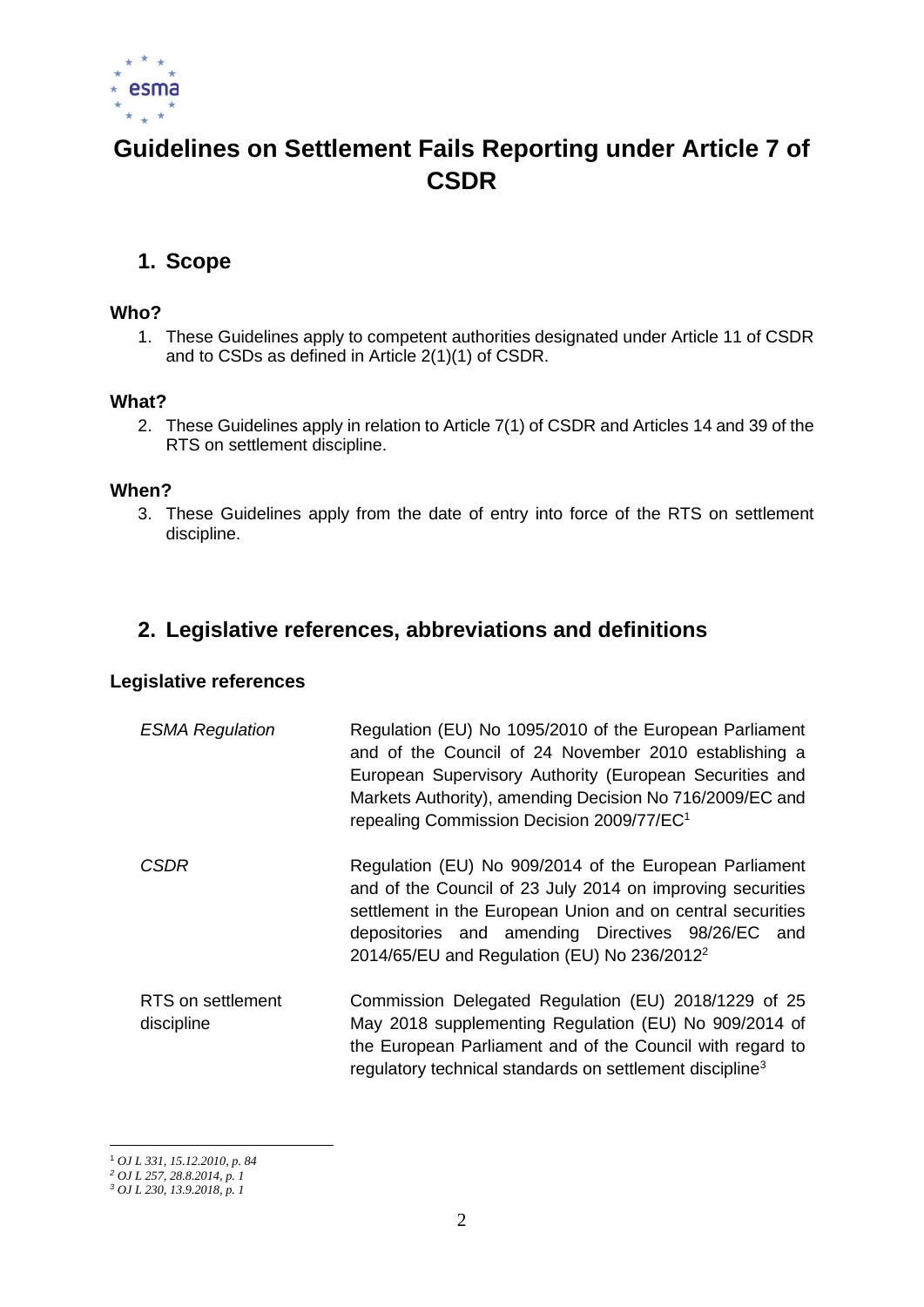# Guidelines on Settlement Fails Reporting under Article 7 of CSDR

## 1. Scope

### Who?

1. These Guidelines apply to competent authorities designated under Article 11 of CSDR and to CSDs as defined in Article 2(1)(1) of CSDR.

### What?

2. These Guidelines apply in relation to Article 7(1) of CSDR and Articles 14 and 39 of the RTS on settlement discipline.

### When?

3. These Guidelines apply from the date of entry into force of the RTS on settlement discipline.

## 2. Legislative references, abbreviations and definitions

### Legislative references

| | |
|---|---|
| *ESMA Regulation* | Regulation (EU) No 1095/2010 of the European Parliament and of the Council of 24 November 2010 establishing a European Supervisory Authority (European Securities and Markets Authority), amending Decision No 716/2009/EC and repealing Commission Decision 2009/77/EC[1] |
| *CSDR* | Regulation (EU) No 909/2014 of the European Parliament and of the Council of 23 July 2014 on improving securities settlement in the European Union and on central securities depositories and amending Directives 98/26/EC and 2014/65/EU and Regulation (EU) No 236/2012[2] |
| RTS on settlement discipline | Commission Delegated Regulation (EU) 2018/1229 of 25 May 2018 supplementing Regulation (EU) No 909/2014 of the European Parliament and of the Council with regard to regulatory technical standards on settlement discipline[3] |

[1] *OJ L 331, 15.12.2010, p. 84*
[2] *OJ L 257, 28.8.2014, p. 1*
[3] *OJ L 230, 13.9.2018, p. 1*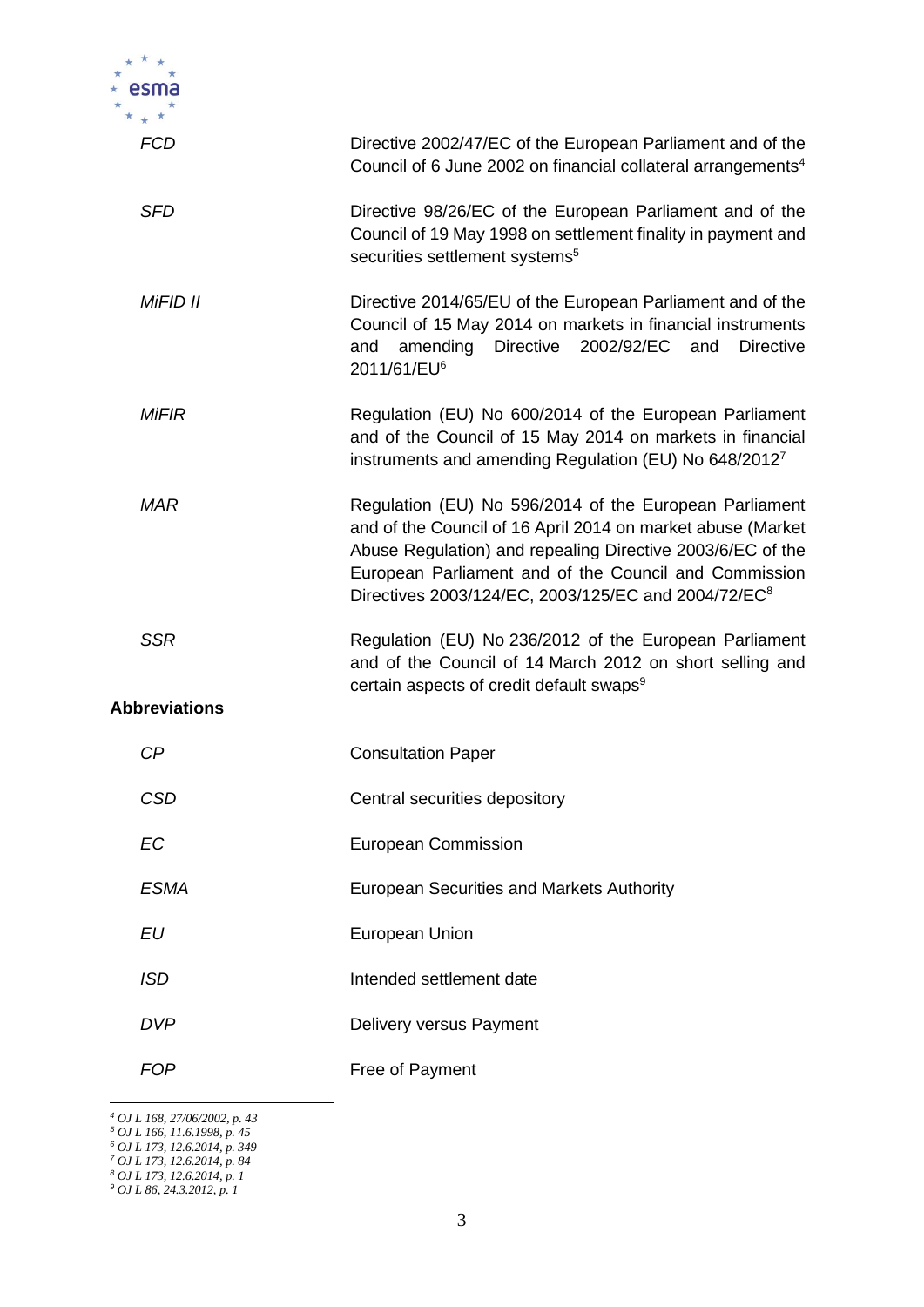| | |
|---|---|
| *FCD* | Directive 2002/47/EC of the European Parliament and of the Council of 6 June 2002 on financial collateral arrangements[4] |
| *SFD* | Directive 98/26/EC of the European Parliament and of the Council of 19 May 1998 on settlement finality in payment and securities settlement systems[5] |
| *MiFID II* | Directive 2014/65/EU of the European Parliament and of the Council of 15 May 2014 on markets in financial instruments and amending Directive 2002/92/EC and Directive 2011/61/EU[6] |
| *MiFIR* | Regulation (EU) No 600/2014 of the European Parliament and of the Council of 15 May 2014 on markets in financial instruments and amending Regulation (EU) No 648/2012[7] |
| *MAR* | Regulation (EU) No 596/2014 of the European Parliament and of the Council of 16 April 2014 on market abuse (Market Abuse Regulation) and repealing Directive 2003/6/EC of the European Parliament and of the Council and Commission Directives 2003/124/EC, 2003/125/EC and 2004/72/EC[8] |
| *SSR* | Regulation (EU) No 236/2012 of the European Parliament and of the Council of 14 March 2012 on short selling and certain aspects of credit default swaps[9] |

**Abbreviations**

| | |
|---|---|
| *CP* | Consultation Paper |
| *CSD* | Central securities depository |
| *EC* | European Commission |
| *ESMA* | European Securities and Markets Authority |
| *EU* | European Union |
| *ISD* | Intended settlement date |
| *DVP* | Delivery versus Payment |
| *FOP* | Free of Payment |

[4] *OJ L 168, 27/06/2002, p. 43*
[5] *OJ L 166, 11.6.1998, p. 45*
[6] *OJ L 173, 12.6.2014, p. 349*
[7] *OJ L 173, 12.6.2014, p. 84*
[8] *OJ L 173, 12.6.2014, p. 1*
[9] *OJ L 86, 24.3.2012, p. 1*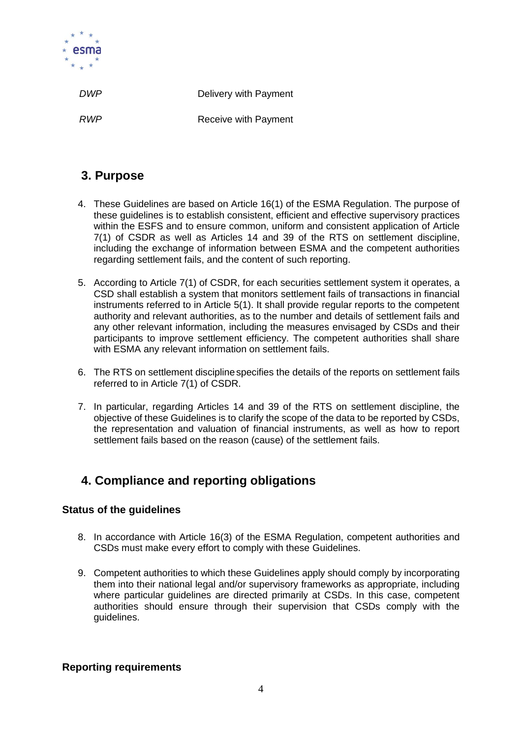| | |
|---|---|
| *DWP* | Delivery with Payment |
| *RWP* | Receive with Payment |

## 3. Purpose

4. These Guidelines are based on Article 16(1) of the ESMA Regulation. The purpose of these guidelines is to establish consistent, efficient and effective supervisory practices within the ESFS and to ensure common, uniform and consistent application of Article 7(1) of CSDR as well as Articles 14 and 39 of the RTS on settlement discipline, including the exchange of information between ESMA and the competent authorities regarding settlement fails, and the content of such reporting.

5. According to Article 7(1) of CSDR, for each securities settlement system it operates, a CSD shall establish a system that monitors settlement fails of transactions in financial instruments referred to in Article 5(1). It shall provide regular reports to the competent authority and relevant authorities, as to the number and details of settlement fails and any other relevant information, including the measures envisaged by CSDs and their participants to improve settlement efficiency. The competent authorities shall share with ESMA any relevant information on settlement fails.

6. The RTS on settlement discipline specifies the details of the reports on settlement fails referred to in Article 7(1) of CSDR.

7. In particular, regarding Articles 14 and 39 of the RTS on settlement discipline, the objective of these Guidelines is to clarify the scope of the data to be reported by CSDs, the representation and valuation of financial instruments, as well as how to report settlement fails based on the reason (cause) of the settlement fails.

## 4. Compliance and reporting obligations

### Status of the guidelines

8. In accordance with Article 16(3) of the ESMA Regulation, competent authorities and CSDs must make every effort to comply with these Guidelines.

9. Competent authorities to which these Guidelines apply should comply by incorporating them into their national legal and/or supervisory frameworks as appropriate, including where particular guidelines are directed primarily at CSDs. In this case, competent authorities should ensure through their supervision that CSDs comply with the guidelines.

### Reporting requirements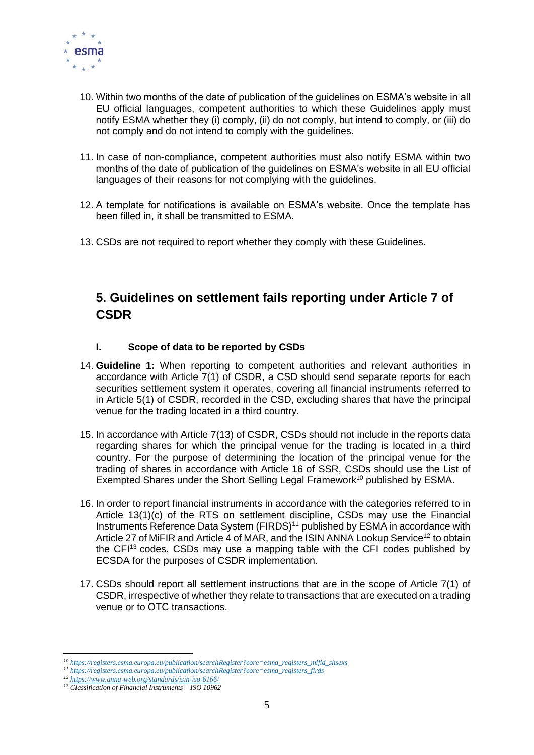10. Within two months of the date of publication of the guidelines on ESMA's website in all EU official languages, competent authorities to which these Guidelines apply must notify ESMA whether they (i) comply, (ii) do not comply, but intend to comply, or (iii) do not comply and do not intend to comply with the guidelines.

11. In case of non-compliance, competent authorities must also notify ESMA within two months of the date of publication of the guidelines on ESMA's website in all EU official languages of their reasons for not complying with the guidelines.

12. A template for notifications is available on ESMA's website. Once the template has been filled in, it shall be transmitted to ESMA.

13. CSDs are not required to report whether they comply with these Guidelines.

## 5. Guidelines on settlement fails reporting under Article 7 of CSDR

### I. Scope of data to be reported by CSDs

14. **Guideline 1:** When reporting to competent authorities and relevant authorities in accordance with Article 7(1) of CSDR, a CSD should send separate reports for each securities settlement system it operates, covering all financial instruments referred to in Article 5(1) of CSDR, recorded in the CSD, excluding shares that have the principal venue for the trading located in a third country.

15. In accordance with Article 7(13) of CSDR, CSDs should not include in the reports data regarding shares for which the principal venue for the trading is located in a third country. For the purpose of determining the location of the principal venue for the trading of shares in accordance with Article 16 of SSR, CSDs should use the List of Exempted Shares under the Short Selling Legal Framework[10] published by ESMA.

16. In order to report financial instruments in accordance with the categories referred to in Article 13(1)(c) of the RTS on settlement discipline, CSDs may use the Financial Instruments Reference Data System (FIRDS)[11] published by ESMA in accordance with Article 27 of MiFIR and Article 4 of MAR, and the ISIN ANNA Lookup Service[12] to obtain the CFI[13] codes. CSDs may use a mapping table with the CFI codes published by ECSDA for the purposes of CSDR implementation.

17. CSDs should report all settlement instructions that are in the scope of Article 7(1) of CSDR, irrespective of whether they relate to transactions that are executed on a trading venue or to OTC transactions.

---

[10] https://registers.esma.europa.eu/publication/searchRegister?core=esma_registers_mifid_shsexs

[11] https://registers.esma.europa.eu/publication/searchRegister?core=esma_registers_firds

[12] https://www.anna-web.org/standards/isin-iso-6166/

[13] *Classification of Financial Instruments – ISO 10962*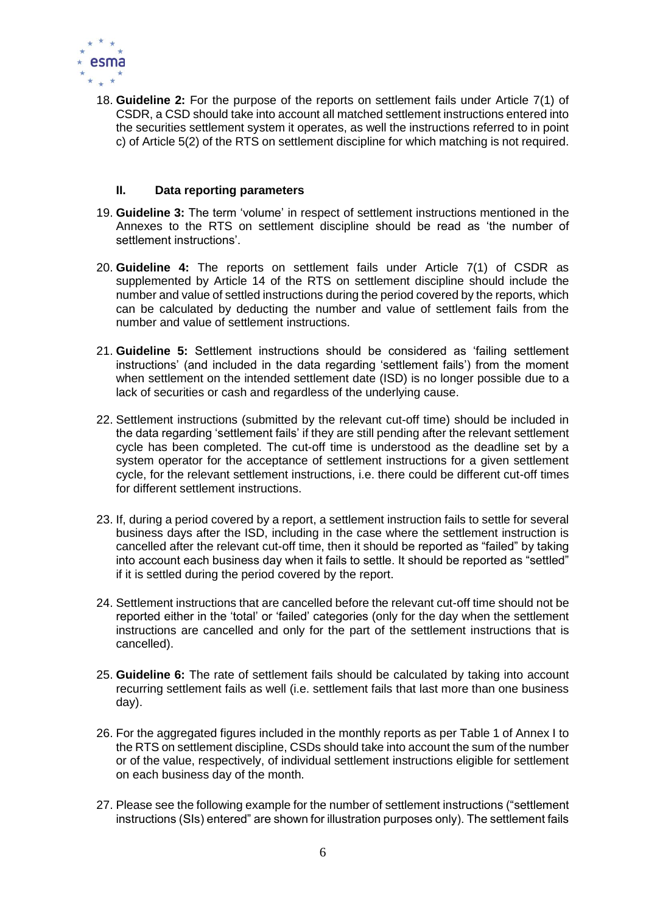18. **Guideline 2:** For the purpose of the reports on settlement fails under Article 7(1) of CSDR, a CSD should take into account all matched settlement instructions entered into the securities settlement system it operates, as well the instructions referred to in point c) of Article 5(2) of the RTS on settlement discipline for which matching is not required.

### II. Data reporting parameters

19. **Guideline 3:** The term 'volume' in respect of settlement instructions mentioned in the Annexes to the RTS on settlement discipline should be read as 'the number of settlement instructions'.

20. **Guideline 4:** The reports on settlement fails under Article 7(1) of CSDR as supplemented by Article 14 of the RTS on settlement discipline should include the number and value of settled instructions during the period covered by the reports, which can be calculated by deducting the number and value of settlement fails from the number and value of settlement instructions.

21. **Guideline 5:** Settlement instructions should be considered as 'failing settlement instructions' (and included in the data regarding 'settlement fails') from the moment when settlement on the intended settlement date (ISD) is no longer possible due to a lack of securities or cash and regardless of the underlying cause.

22. Settlement instructions (submitted by the relevant cut-off time) should be included in the data regarding 'settlement fails' if they are still pending after the relevant settlement cycle has been completed. The cut-off time is understood as the deadline set by a system operator for the acceptance of settlement instructions for a given settlement cycle, for the relevant settlement instructions, i.e. there could be different cut-off times for different settlement instructions.

23. If, during a period covered by a report, a settlement instruction fails to settle for several business days after the ISD, including in the case where the settlement instruction is cancelled after the relevant cut-off time, then it should be reported as "failed" by taking into account each business day when it fails to settle. It should be reported as "settled" if it is settled during the period covered by the report.

24. Settlement instructions that are cancelled before the relevant cut-off time should not be reported either in the 'total' or 'failed' categories (only for the day when the settlement instructions are cancelled and only for the part of the settlement instructions that is cancelled).

25. **Guideline 6:** The rate of settlement fails should be calculated by taking into account recurring settlement fails as well (i.e. settlement fails that last more than one business day).

26. For the aggregated figures included in the monthly reports as per Table 1 of Annex I to the RTS on settlement discipline, CSDs should take into account the sum of the number or of the value, respectively, of individual settlement instructions eligible for settlement on each business day of the month.

27. Please see the following example for the number of settlement instructions ("settlement instructions (SIs) entered" are shown for illustration purposes only). The settlement fails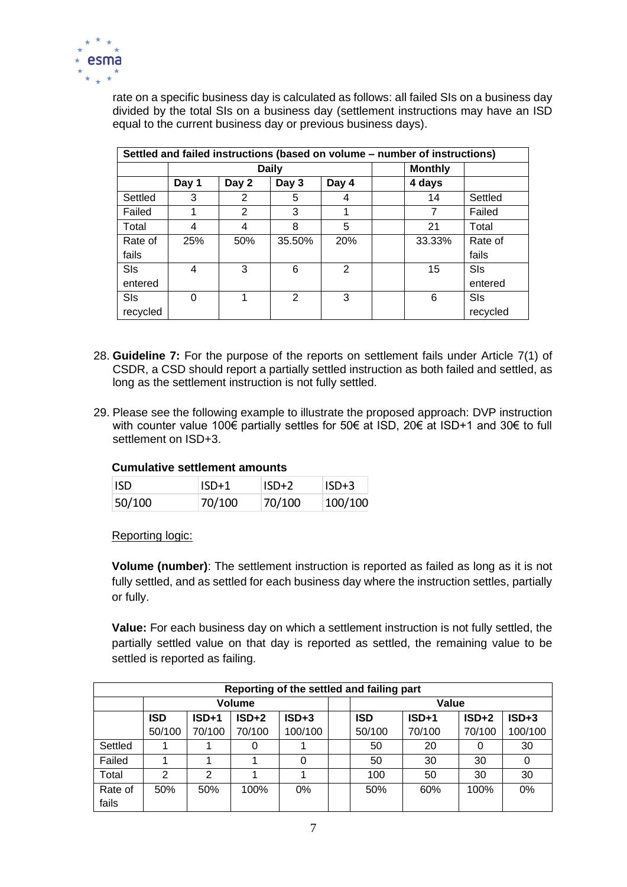rate on a specific business day is calculated as follows: all failed SIs on a business day divided by the total SIs on a business day (settlement instructions may have an ISD equal to the current business day or previous business days).

| Settled and failed instructions (based on volume – number of instructions) | | | | | | | |
|---|---|---|---|---|---|---|---|
| | Daily | | | | | Monthly | |
| | Day 1 | Day 2 | Day 3 | Day 4 | | 4 days | |
| Settled | 3 | 2 | 5 | 4 | | 14 | Settled |
| Failed | 1 | 2 | 3 | 1 | | 7 | Failed |
| Total | 4 | 4 | 8 | 5 | | 21 | Total |
| Rate of fails | 25% | 50% | 35.50% | 20% | | 33.33% | Rate of fails |
| SIs entered | 4 | 3 | 6 | 2 | | 15 | SIs entered |
| SIs recycled | 0 | 1 | 2 | 3 | | 6 | SIs recycled |

28. **Guideline 7:** For the purpose of the reports on settlement fails under Article 7(1) of CSDR, a CSD should report a partially settled instruction as both failed and settled, as long as the settlement instruction is not fully settled.

29. Please see the following example to illustrate the proposed approach: DVP instruction with counter value 100€ partially settles for 50€ at ISD, 20€ at ISD+1 and 30€ to full settlement on ISD+3.

**Cumulative settlement amounts**

| ISD | ISD+1 | ISD+2 | ISD+3 |
|---|---|---|---|
| 50/100 | 70/100 | 70/100 | 100/100 |

Reporting logic:

**Volume (number)**: The settlement instruction is reported as failed as long as it is not fully settled, and as settled for each business day where the instruction settles, partially or fully.

**Value:** For each business day on which a settlement instruction is not fully settled, the partially settled value on that day is reported as settled, the remaining value to be settled is reported as failing.

| Reporting of the settled and failing part | | | | | | | | | |
|---|---|---|---|---|---|---|---|---|---|
| | Volume | | | | | Value | | | |
| | **ISD** 50/100 | **ISD+1** 70/100 | **ISD+2** 70/100 | **ISD+3** 100/100 | | **ISD** 50/100 | **ISD+1** 70/100 | **ISD+2** 70/100 | **ISD+3** 100/100 |
| Settled | 1 | 1 | 0 | 1 | | 50 | 20 | 0 | 30 |
| Failed | 1 | 1 | 1 | 0 | | 50 | 30 | 30 | 0 |
| Total | 2 | 2 | 1 | 1 | | 100 | 50 | 30 | 30 |
| Rate of fails | 50% | 50% | 100% | 0% | | 50% | 60% | 100% | 0% |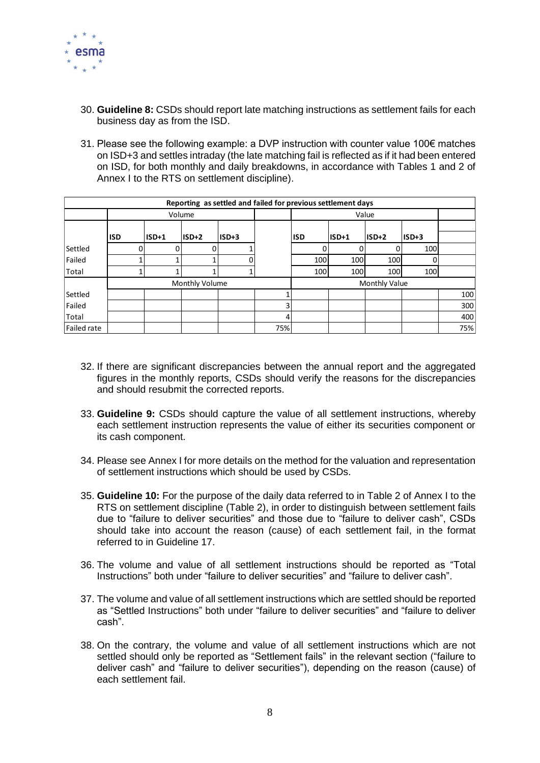30. **Guideline 8:** CSDs should report late matching instructions as settlement fails for each business day as from the ISD.

31. Please see the following example: a DVP instruction with counter value 100€ matches on ISD+3 and settles intraday (the late matching fail is reflected as if it had been entered on ISD, for both monthly and daily breakdowns, in accordance with Tables 1 and 2 of Annex I to the RTS on settlement discipline).

| Reporting as settled and failed for previous settlement days | | | | | | | | | | |
|---|---|---|---|---|---|---|---|---|---|---|
| | Volume | | | | | Value | | | | |
| | ISD | ISD+1 | ISD+2 | ISD+3 | | ISD | ISD+1 | ISD+2 | ISD+3 | |
| Settled | 0 | 0 | 0 | 1 | | 0 | 0 | 0 | 100 | |
| Failed | 1 | 1 | 1 | 0 | | 100 | 100 | 100 | 0 | |
| Total | 1 | 1 | 1 | 1 | | 100 | 100 | 100 | 100 | |
| | Monthly Volume | | | | | Monthly Value | | | | |
| Settled | | | | | 1 | | | | | 100 |
| Failed | | | | | 3 | | | | | 300 |
| Total | | | | | 4 | | | | | 400 |
| Failed rate | | | | | 75% | | | | | 75% |

32. If there are significant discrepancies between the annual report and the aggregated figures in the monthly reports, CSDs should verify the reasons for the discrepancies and should resubmit the corrected reports.

33. **Guideline 9:** CSDs should capture the value of all settlement instructions, whereby each settlement instruction represents the value of either its securities component or its cash component.

34. Please see Annex I for more details on the method for the valuation and representation of settlement instructions which should be used by CSDs.

35. **Guideline 10:** For the purpose of the daily data referred to in Table 2 of Annex I to the RTS on settlement discipline (Table 2), in order to distinguish between settlement fails due to "failure to deliver securities" and those due to "failure to deliver cash", CSDs should take into account the reason (cause) of each settlement fail, in the format referred to in Guideline 17.

36. The volume and value of all settlement instructions should be reported as "Total Instructions" both under "failure to deliver securities" and "failure to deliver cash".

37. The volume and value of all settlement instructions which are settled should be reported as "Settled Instructions" both under "failure to deliver securities" and "failure to deliver cash".

38. On the contrary, the volume and value of all settlement instructions which are not settled should only be reported as "Settlement fails" in the relevant section ("failure to deliver cash" and "failure to deliver securities"), depending on the reason (cause) of each settlement fail.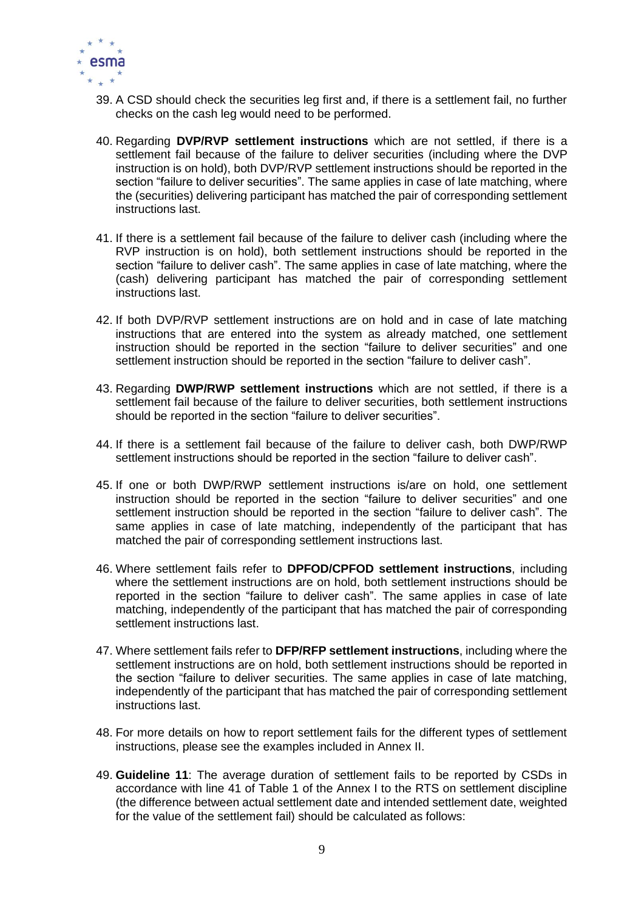39. A CSD should check the securities leg first and, if there is a settlement fail, no further checks on the cash leg would need to be performed.

40. Regarding **DVP/RVP settlement instructions** which are not settled, if there is a settlement fail because of the failure to deliver securities (including where the DVP instruction is on hold), both DVP/RVP settlement instructions should be reported in the section "failure to deliver securities". The same applies in case of late matching, where the (securities) delivering participant has matched the pair of corresponding settlement instructions last.

41. If there is a settlement fail because of the failure to deliver cash (including where the RVP instruction is on hold), both settlement instructions should be reported in the section "failure to deliver cash". The same applies in case of late matching, where the (cash) delivering participant has matched the pair of corresponding settlement instructions last.

42. If both DVP/RVP settlement instructions are on hold and in case of late matching instructions that are entered into the system as already matched, one settlement instruction should be reported in the section "failure to deliver securities" and one settlement instruction should be reported in the section "failure to deliver cash".

43. Regarding **DWP/RWP settlement instructions** which are not settled, if there is a settlement fail because of the failure to deliver securities, both settlement instructions should be reported in the section "failure to deliver securities".

44. If there is a settlement fail because of the failure to deliver cash, both DWP/RWP settlement instructions should be reported in the section "failure to deliver cash".

45. If one or both DWP/RWP settlement instructions is/are on hold, one settlement instruction should be reported in the section "failure to deliver securities" and one settlement instruction should be reported in the section "failure to deliver cash". The same applies in case of late matching, independently of the participant that has matched the pair of corresponding settlement instructions last.

46. Where settlement fails refer to **DPFOD/CPFOD settlement instructions**, including where the settlement instructions are on hold, both settlement instructions should be reported in the section "failure to deliver cash". The same applies in case of late matching, independently of the participant that has matched the pair of corresponding settlement instructions last.

47. Where settlement fails refer to **DFP/RFP settlement instructions**, including where the settlement instructions are on hold, both settlement instructions should be reported in the section "failure to deliver securities. The same applies in case of late matching, independently of the participant that has matched the pair of corresponding settlement instructions last.

48. For more details on how to report settlement fails for the different types of settlement instructions, please see the examples included in Annex II.

49. **Guideline 11**: The average duration of settlement fails to be reported by CSDs in accordance with line 41 of Table 1 of the Annex I to the RTS on settlement discipline (the difference between actual settlement date and intended settlement date, weighted for the value of the settlement fail) should be calculated as follows: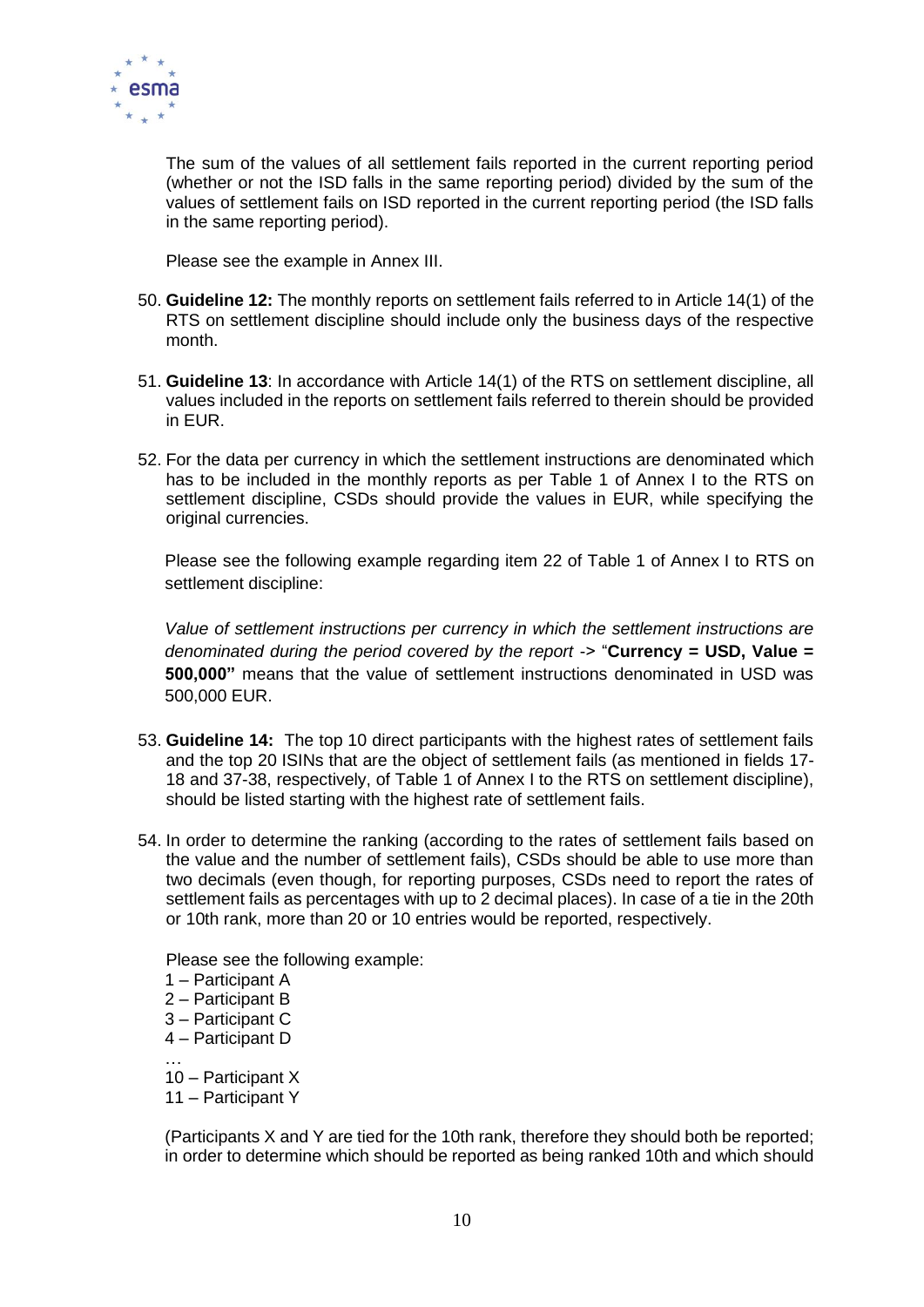The sum of the values of all settlement fails reported in the current reporting period (whether or not the ISD falls in the same reporting period) divided by the sum of the values of settlement fails on ISD reported in the current reporting period (the ISD falls in the same reporting period).

Please see the example in Annex III.

50. **Guideline 12:** The monthly reports on settlement fails referred to in Article 14(1) of the RTS on settlement discipline should include only the business days of the respective month.

51. **Guideline 13**: In accordance with Article 14(1) of the RTS on settlement discipline, all values included in the reports on settlement fails referred to therein should be provided in EUR.

52. For the data per currency in which the settlement instructions are denominated which has to be included in the monthly reports as per Table 1 of Annex I to the RTS on settlement discipline, CSDs should provide the values in EUR, while specifying the original currencies.

    Please see the following example regarding item 22 of Table 1 of Annex I to RTS on settlement discipline:

    *Value of settlement instructions per currency in which the settlement instructions are denominated during the period covered by the report* -> "**Currency = USD, Value = 500,000"** means that the value of settlement instructions denominated in USD was 500,000 EUR.

53. **Guideline 14:** The top 10 direct participants with the highest rates of settlement fails and the top 20 ISINs that are the object of settlement fails (as mentioned in fields 17-18 and 37-38, respectively, of Table 1 of Annex I to the RTS on settlement discipline), should be listed starting with the highest rate of settlement fails.

54. In order to determine the ranking (according to the rates of settlement fails based on the value and the number of settlement fails), CSDs should be able to use more than two decimals (even though, for reporting purposes, CSDs need to report the rates of settlement fails as percentages with up to 2 decimal places). In case of a tie in the 20th or 10th rank, more than 20 or 10 entries would be reported, respectively.

    Please see the following example:
    1 – Participant A
    2 – Participant B
    3 – Participant C
    4 – Participant D
    …
    10 – Participant X
    11 – Participant Y

    (Participants X and Y are tied for the 10th rank, therefore they should both be reported; in order to determine which should be reported as being ranked 10th and which should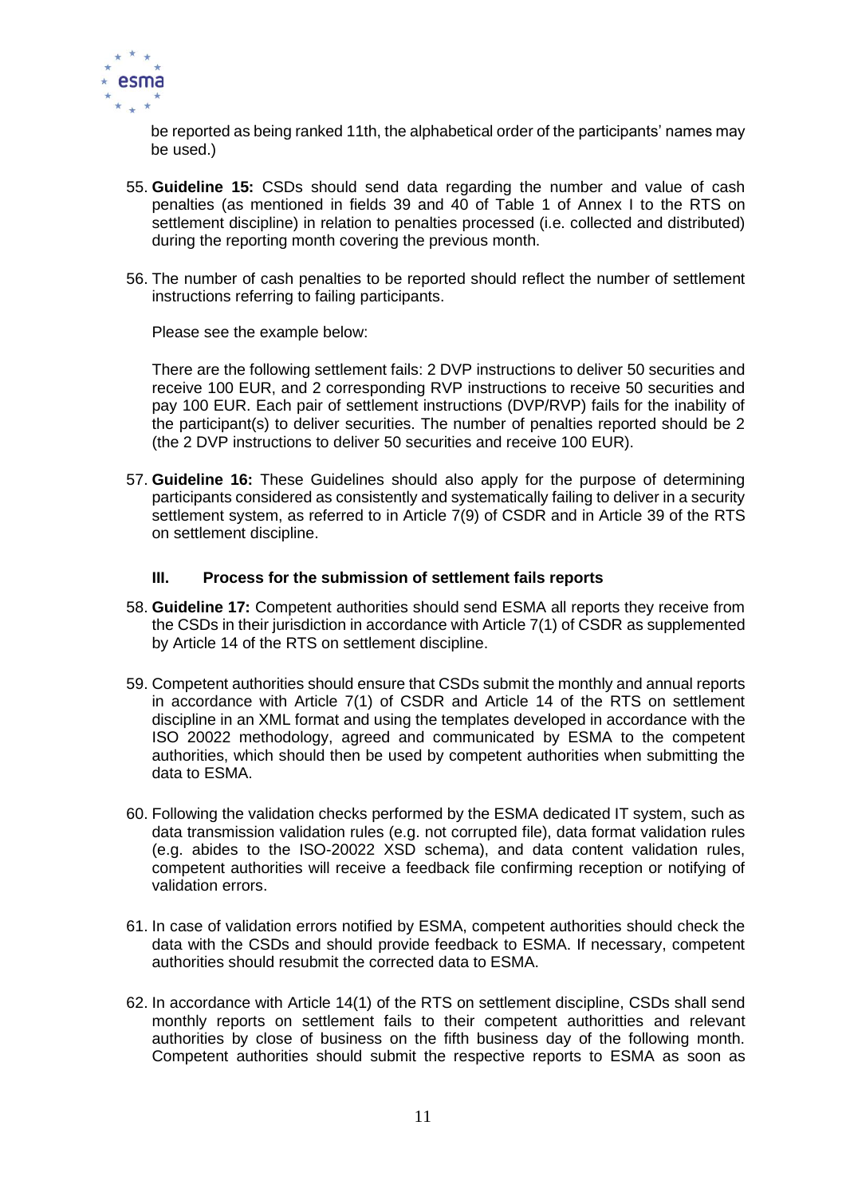be reported as being ranked 11th, the alphabetical order of the participants' names may be used.)

55. **Guideline 15:** CSDs should send data regarding the number and value of cash penalties (as mentioned in fields 39 and 40 of Table 1 of Annex I to the RTS on settlement discipline) in relation to penalties processed (i.e. collected and distributed) during the reporting month covering the previous month.

56. The number of cash penalties to be reported should reflect the number of settlement instructions referring to failing participants.

    Please see the example below:

    There are the following settlement fails: 2 DVP instructions to deliver 50 securities and receive 100 EUR, and 2 corresponding RVP instructions to receive 50 securities and pay 100 EUR. Each pair of settlement instructions (DVP/RVP) fails for the inability of the participant(s) to deliver securities. The number of penalties reported should be 2 (the 2 DVP instructions to deliver 50 securities and receive 100 EUR).

57. **Guideline 16:** These Guidelines should also apply for the purpose of determining participants considered as consistently and systematically failing to deliver in a security settlement system, as referred to in Article 7(9) of CSDR and in Article 39 of the RTS on settlement discipline.

### III. Process for the submission of settlement fails reports

58. **Guideline 17:** Competent authorities should send ESMA all reports they receive from the CSDs in their jurisdiction in accordance with Article 7(1) of CSDR as supplemented by Article 14 of the RTS on settlement discipline.

59. Competent authorities should ensure that CSDs submit the monthly and annual reports in accordance with Article 7(1) of CSDR and Article 14 of the RTS on settlement discipline in an XML format and using the templates developed in accordance with the ISO 20022 methodology, agreed and communicated by ESMA to the competent authorities, which should then be used by competent authorities when submitting the data to ESMA.

60. Following the validation checks performed by the ESMA dedicated IT system, such as data transmission validation rules (e.g. not corrupted file), data format validation rules (e.g. abides to the ISO-20022 XSD schema), and data content validation rules, competent authorities will receive a feedback file confirming reception or notifying of validation errors.

61. In case of validation errors notified by ESMA, competent authorities should check the data with the CSDs and should provide feedback to ESMA. If necessary, competent authorities should resubmit the corrected data to ESMA.

62. In accordance with Article 14(1) of the RTS on settlement discipline, CSDs shall send monthly reports on settlement fails to their competent authoritties and relevant authorities by close of business on the fifth business day of the following month. Competent authorities should submit the respective reports to ESMA as soon as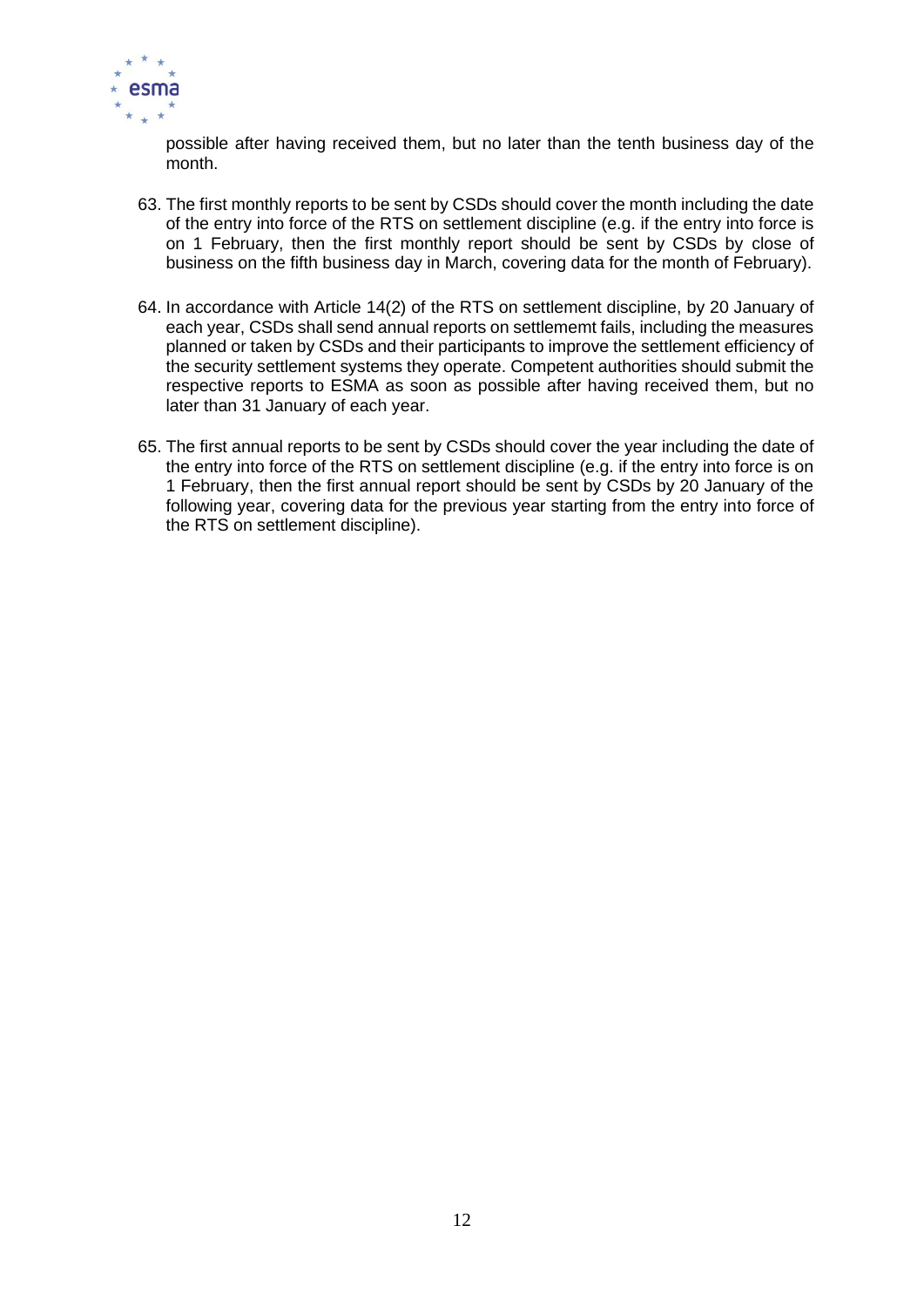possible after having received them, but no later than the tenth business day of the month.

63. The first monthly reports to be sent by CSDs should cover the month including the date of the entry into force of the RTS on settlement discipline (e.g. if the entry into force is on 1 February, then the first monthly report should be sent by CSDs by close of business on the fifth business day in March, covering data for the month of February).

64. In accordance with Article 14(2) of the RTS on settlement discipline, by 20 January of each year, CSDs shall send annual reports on settlememt fails, including the measures planned or taken by CSDs and their participants to improve the settlement efficiency of the security settlement systems they operate. Competent authorities should submit the respective reports to ESMA as soon as possible after having received them, but no later than 31 January of each year.

65. The first annual reports to be sent by CSDs should cover the year including the date of the entry into force of the RTS on settlement discipline (e.g. if the entry into force is on 1 February, then the first annual report should be sent by CSDs by 20 January of the following year, covering data for the previous year starting from the entry into force of the RTS on settlement discipline).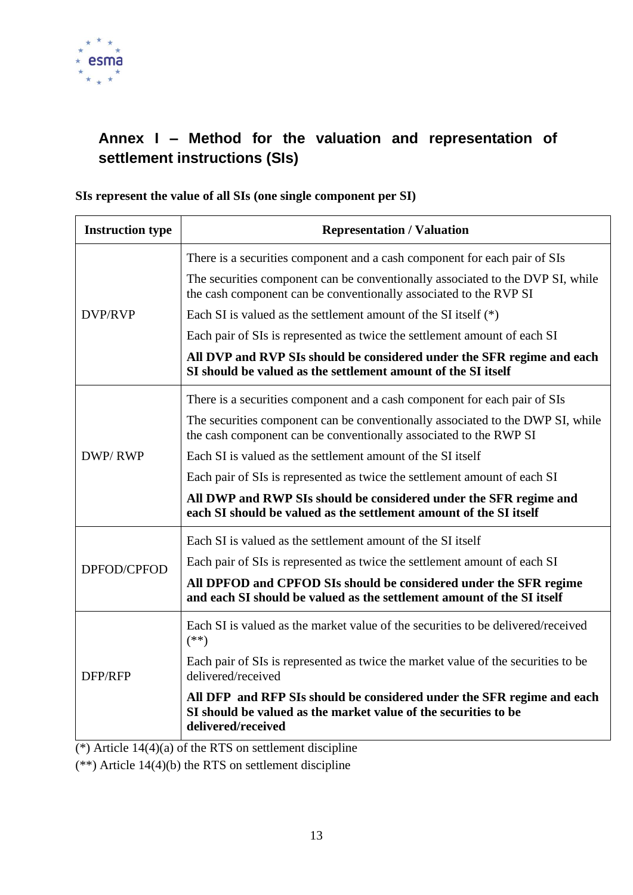## Annex I – Method for the valuation and representation of settlement instructions (SIs)

**SIs represent the value of all SIs (one single component per SI)**

| Instruction type | Representation / Valuation |
|---|---|
| DVP/RVP | There is a securities component and a cash component for each pair of SIs<br>The securities component can be conventionally associated to the DVP SI, while the cash component can be conventionally associated to the RVP SI<br>Each SI is valued as the settlement amount of the SI itself (*)<br>Each pair of SIs is represented as twice the settlement amount of each SI<br>**All DVP and RVP SIs should be considered under the SFR regime and each SI should be valued as the settlement amount of the SI itself** |
| DWP/ RWP | There is a securities component and a cash component for each pair of SIs<br>The securities component can be conventionally associated to the DWP SI, while the cash component can be conventionally associated to the RWP SI<br>Each SI is valued as the settlement amount of the SI itself<br>Each pair of SIs is represented as twice the settlement amount of each SI<br>**All DWP and RWP SIs should be considered under the SFR regime and each SI should be valued as the settlement amount of the SI itself** |
| DPFOD/CPFOD | Each SI is valued as the settlement amount of the SI itself<br>Each pair of SIs is represented as twice the settlement amount of each SI<br>**All DPFOD and CPFOD SIs should be considered under the SFR regime and each SI should be valued as the settlement amount of the SI itself** |
| DFP/RFP | Each SI is valued as the market value of the securities to be delivered/received (**)<br>Each pair of SIs is represented as twice the market value of the securities to be delivered/received<br>**All DFP and RFP SIs should be considered under the SFR regime and each SI should be valued as the market value of the securities to be delivered/received** |

(*) Article 14(4)(a) of the RTS on settlement discipline

(**) Article 14(4)(b) the RTS on settlement discipline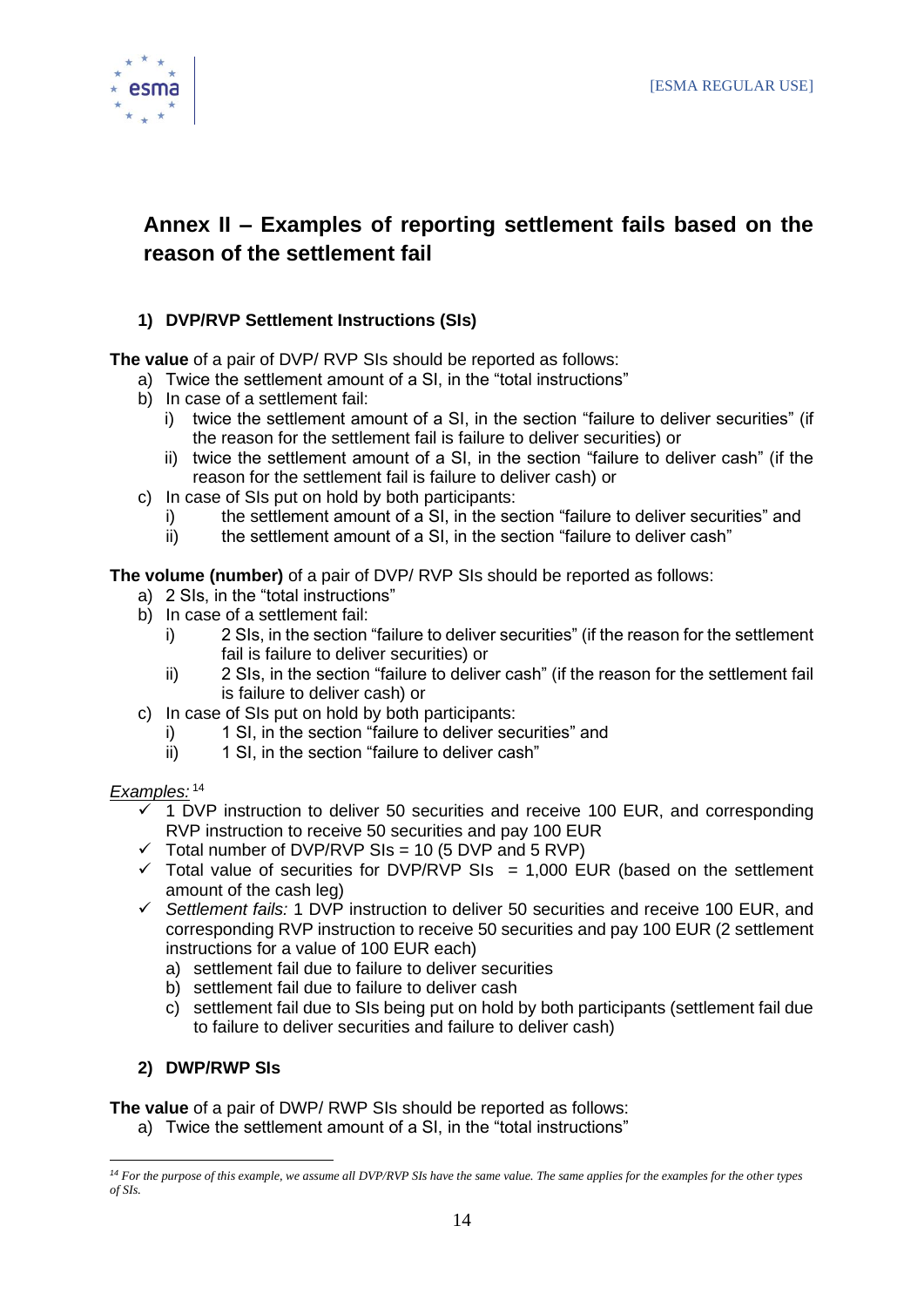## Annex II – Examples of reporting settlement fails based on the reason of the settlement fail

### 1) DVP/RVP Settlement Instructions (SIs)

**The value** of a pair of DVP/ RVP SIs should be reported as follows:

a) Twice the settlement amount of a SI, in the "total instructions"
b) In case of a settlement fail:
   i) twice the settlement amount of a SI, in the section "failure to deliver securities" (if the reason for the settlement fail is failure to deliver securities) or
   ii) twice the settlement amount of a SI, in the section "failure to deliver cash" (if the reason for the settlement fail is failure to deliver cash) or
c) In case of SIs put on hold by both participants:
   i) the settlement amount of a SI, in the section "failure to deliver securities" and
   ii) the settlement amount of a SI, in the section "failure to deliver cash"

**The volume (number)** of a pair of DVP/ RVP SIs should be reported as follows:

a) 2 SIs, in the "total instructions"
b) In case of a settlement fail:
   i) 2 SIs, in the section "failure to deliver securities" (if the reason for the settlement fail is failure to deliver securities) or
   ii) 2 SIs, in the section "failure to deliver cash" (if the reason for the settlement fail is failure to deliver cash) or
c) In case of SIs put on hold by both participants:
   i) 1 SI, in the section "failure to deliver securities" and
   ii) 1 SI, in the section "failure to deliver cash"

<u>*Examples:*</u>[14]

- ✓ 1 DVP instruction to deliver 50 securities and receive 100 EUR, and corresponding RVP instruction to receive 50 securities and pay 100 EUR
- ✓ Total number of DVP/RVP SIs = 10 (5 DVP and 5 RVP)
- ✓ Total value of securities for DVP/RVP SIs = 1,000 EUR (based on the settlement amount of the cash leg)
- ✓ *Settlement fails:* 1 DVP instruction to deliver 50 securities and receive 100 EUR, and corresponding RVP instruction to receive 50 securities and pay 100 EUR (2 settlement instructions for a value of 100 EUR each)
  a) settlement fail due to failure to deliver securities
  b) settlement fail due to failure to deliver cash
  c) settlement fail due to SIs being put on hold by both participants (settlement fail due to failure to deliver securities and failure to deliver cash)

### 2) DWP/RWP SIs

**The value** of a pair of DWP/ RWP SIs should be reported as follows:

a) Twice the settlement amount of a SI, in the "total instructions"

[14] *For the purpose of this example, we assume all DVP/RVP SIs have the same value. The same applies for the examples for the other types of SIs.*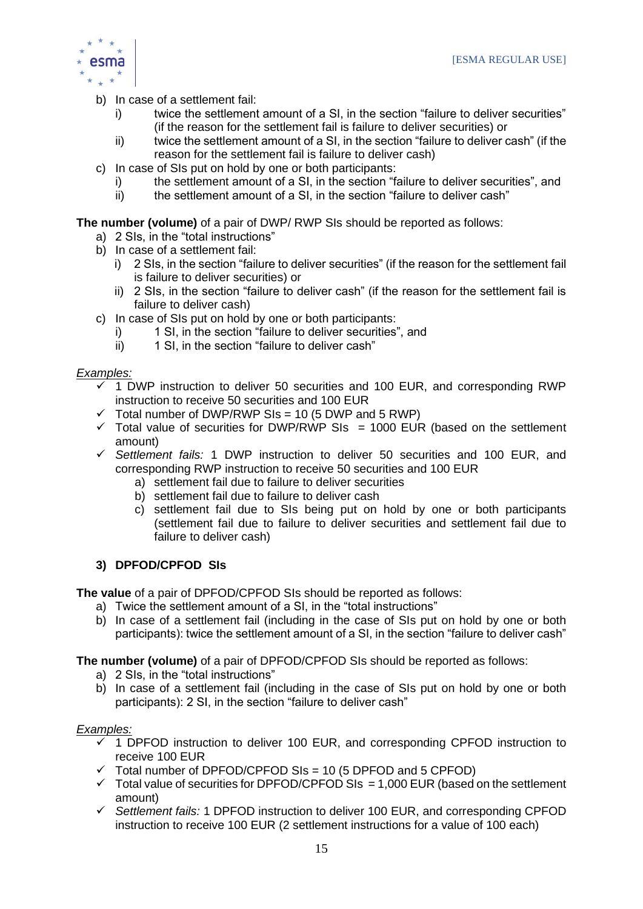b) In case of a settlement fail:
   i) twice the settlement amount of a SI, in the section "failure to deliver securities" (if the reason for the settlement fail is failure to deliver securities) or
   ii) twice the settlement amount of a SI, in the section "failure to deliver cash" (if the reason for the settlement fail is failure to deliver cash)

c) In case of SIs put on hold by one or both participants:
   i) the settlement amount of a SI, in the section "failure to deliver securities", and
   ii) the settlement amount of a SI, in the section "failure to deliver cash"

**The number (volume)** of a pair of DWP/ RWP SIs should be reported as follows:

a) 2 SIs, in the "total instructions"
b) In case of a settlement fail:
   i) 2 SIs, in the section "failure to deliver securities" (if the reason for the settlement fail is failure to deliver securities) or
   ii) 2 SIs, in the section "failure to deliver cash" (if the reason for the settlement fail is failure to deliver cash)
c) In case of SIs put on hold by one or both participants:
   i) 1 SI, in the section "failure to deliver securities", and
   ii) 1 SI, in the section "failure to deliver cash"

*Examples:*

- ✓ 1 DWP instruction to deliver 50 securities and 100 EUR, and corresponding RWP instruction to receive 50 securities and 100 EUR
- ✓ Total number of DWP/RWP SIs = 10 (5 DWP and 5 RWP)
- ✓ Total value of securities for DWP/RWP SIs = 1000 EUR (based on the settlement amount)
- ✓ *Settlement fails:* 1 DWP instruction to deliver 50 securities and 100 EUR, and corresponding RWP instruction to receive 50 securities and 100 EUR
  a) settlement fail due to failure to deliver securities
  b) settlement fail due to failure to deliver cash
  c) settlement fail due to SIs being put on hold by one or both participants (settlement fail due to failure to deliver securities and settlement fail due to failure to deliver cash)

### 3) DPFOD/CPFOD SIs

**The value** of a pair of DPFOD/CPFOD SIs should be reported as follows:

a) Twice the settlement amount of a SI, in the "total instructions"
b) In case of a settlement fail (including in the case of SIs put on hold by one or both participants): twice the settlement amount of a SI, in the section "failure to deliver cash"

**The number (volume)** of a pair of DPFOD/CPFOD SIs should be reported as follows:

a) 2 SIs, in the "total instructions"
b) In case of a settlement fail (including in the case of SIs put on hold by one or both participants): 2 SI, in the section "failure to deliver cash"

*Examples:*

- ✓ 1 DPFOD instruction to deliver 100 EUR, and corresponding CPFOD instruction to receive 100 EUR
- ✓ Total number of DPFOD/CPFOD SIs = 10 (5 DPFOD and 5 CPFOD)
- ✓ Total value of securities for DPFOD/CPFOD SIs = 1,000 EUR (based on the settlement amount)
- ✓ *Settlement fails:* 1 DPFOD instruction to deliver 100 EUR, and corresponding CPFOD instruction to receive 100 EUR (2 settlement instructions for a value of 100 each)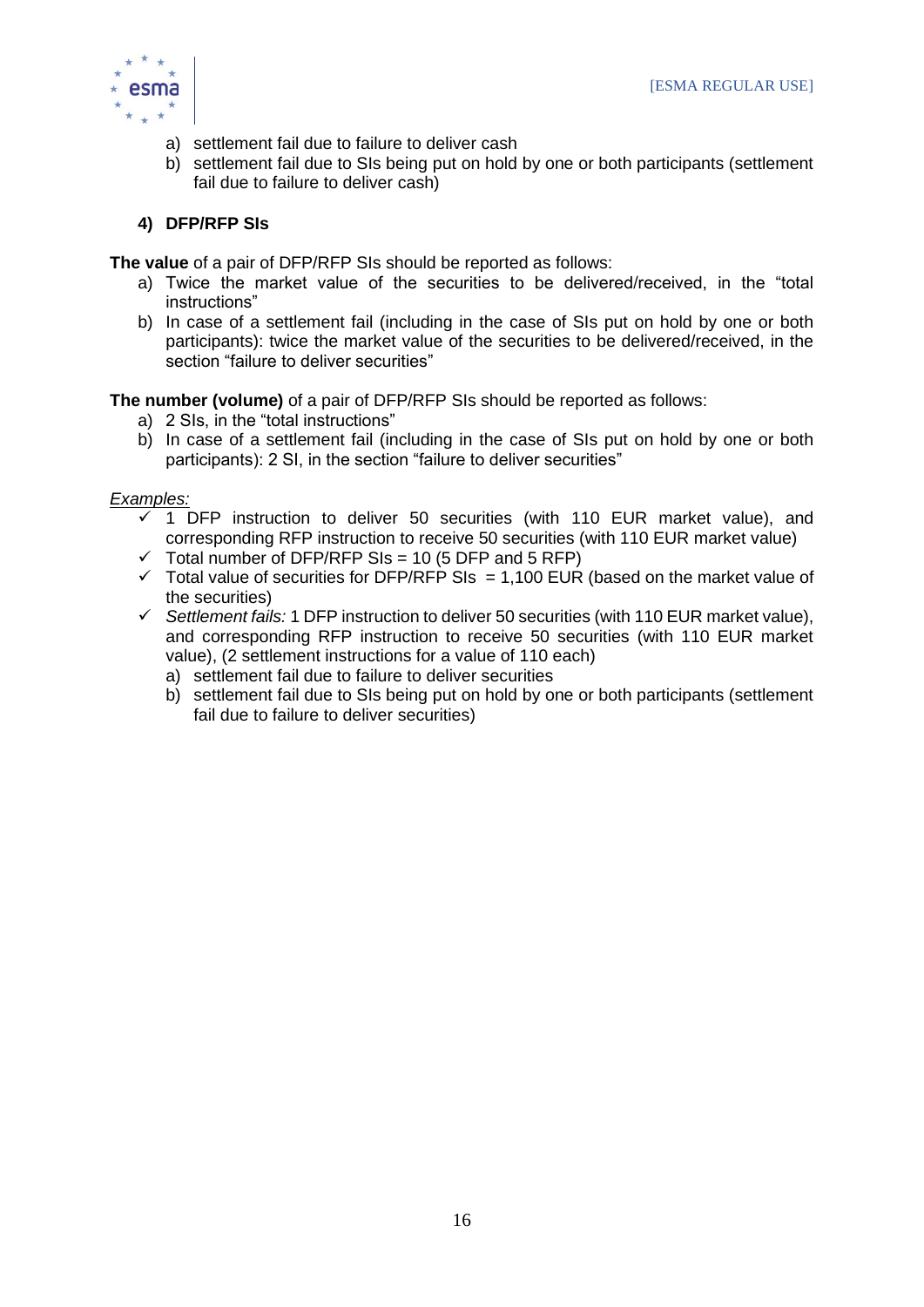a) settlement fail due to failure to deliver cash
   b) settlement fail due to SIs being put on hold by one or both participants (settlement fail due to failure to deliver cash)

### 4) DFP/RFP SIs

**The value** of a pair of DFP/RFP SIs should be reported as follows:

a) Twice the market value of the securities to be delivered/received, in the "total instructions"
b) In case of a settlement fail (including in the case of SIs put on hold by one or both participants): twice the market value of the securities to be delivered/received, in the section "failure to deliver securities"

**The number (volume)** of a pair of DFP/RFP SIs should be reported as follows:

a) 2 SIs, in the "total instructions"
b) In case of a settlement fail (including in the case of SIs put on hold by one or both participants): 2 SI, in the section "failure to deliver securities"

<u>*Examples:*</u>

- ✓ 1 DFP instruction to deliver 50 securities (with 110 EUR market value), and corresponding RFP instruction to receive 50 securities (with 110 EUR market value)
- ✓ Total number of DFP/RFP SIs = 10 (5 DFP and 5 RFP)
- ✓ Total value of securities for DFP/RFP SIs = 1,100 EUR (based on the market value of the securities)
- ✓ *Settlement fails:* 1 DFP instruction to deliver 50 securities (with 110 EUR market value), and corresponding RFP instruction to receive 50 securities (with 110 EUR market value), (2 settlement instructions for a value of 110 each)
   a) settlement fail due to failure to deliver securities
   b) settlement fail due to SIs being put on hold by one or both participants (settlement fail due to failure to deliver securities)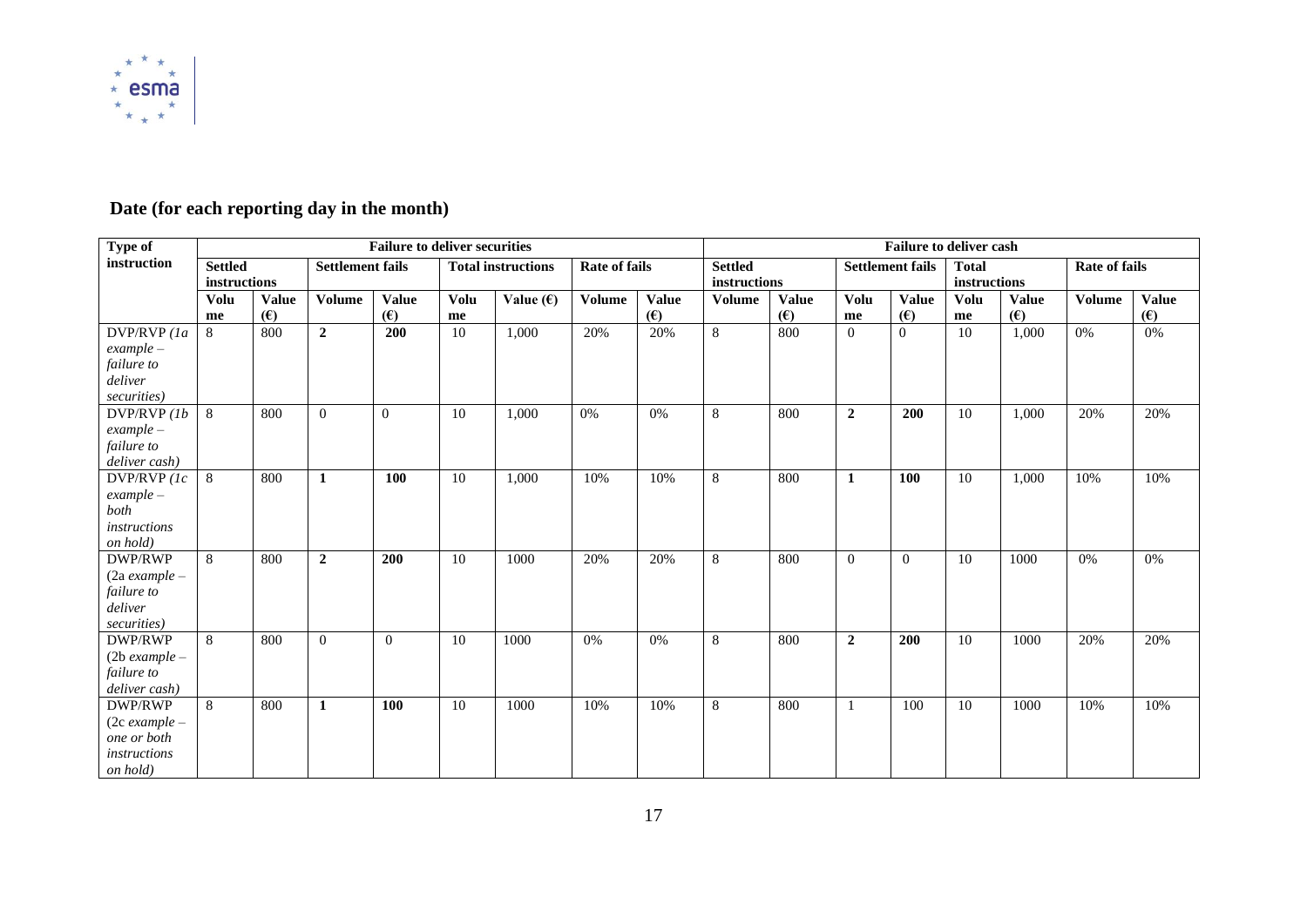## Date (for each reporting day in the month)

| Type of instruction | Failure to deliver securities | | | | | | | | Failure to deliver cash | | | | | | | |
|---|---|---|---|---|---|---|---|---|---|---|---|---|---|---|---|---|
| | Settled instructions | | Settlement fails | | Total instructions | | Rate of fails | | Settled instructions | | Settlement fails | | Total instructions | | Rate of fails | |
| | Volume | Value (€) | Volume | Value (€) | Volume | Value (€) | Volume | Value (€) | Volume | Value (€) | Volume | Value (€) | Volume | Value (€) | Volume | Value (€) |
| DVP/RVP *(1a example – failure to deliver securities)* | 8 | 800 | **2** | **200** | 10 | 1,000 | 20% | 20% | 8 | 800 | 0 | 0 | 10 | 1,000 | 0% | 0% |
| DVP/RVP *(1b example – failure to deliver cash)* | 8 | 800 | 0 | 0 | 10 | 1,000 | 0% | 0% | 8 | 800 | **2** | **200** | 10 | 1,000 | 20% | 20% |
| DVP/RVP *(1c example – both instructions on hold)* | 8 | 800 | **1** | **100** | 10 | 1,000 | 10% | 10% | 8 | 800 | **1** | **100** | 10 | 1,000 | 10% | 10% |
| DWP/RWP *(2a example – failure to deliver securities)* | 8 | 800 | **2** | **200** | 10 | 1000 | 20% | 20% | 8 | 800 | 0 | 0 | 10 | 1000 | 0% | 0% |
| DWP/RWP *(2b example – failure to deliver cash)* | 8 | 800 | 0 | 0 | 10 | 1000 | 0% | 0% | 8 | 800 | **2** | **200** | 10 | 1000 | 20% | 20% |
| DWP/RWP *(2c example – one or both instructions on hold)* | 8 | 800 | **1** | **100** | 10 | 1000 | 10% | 10% | 8 | 800 | 1 | 100 | 10 | 1000 | 10% | 10% |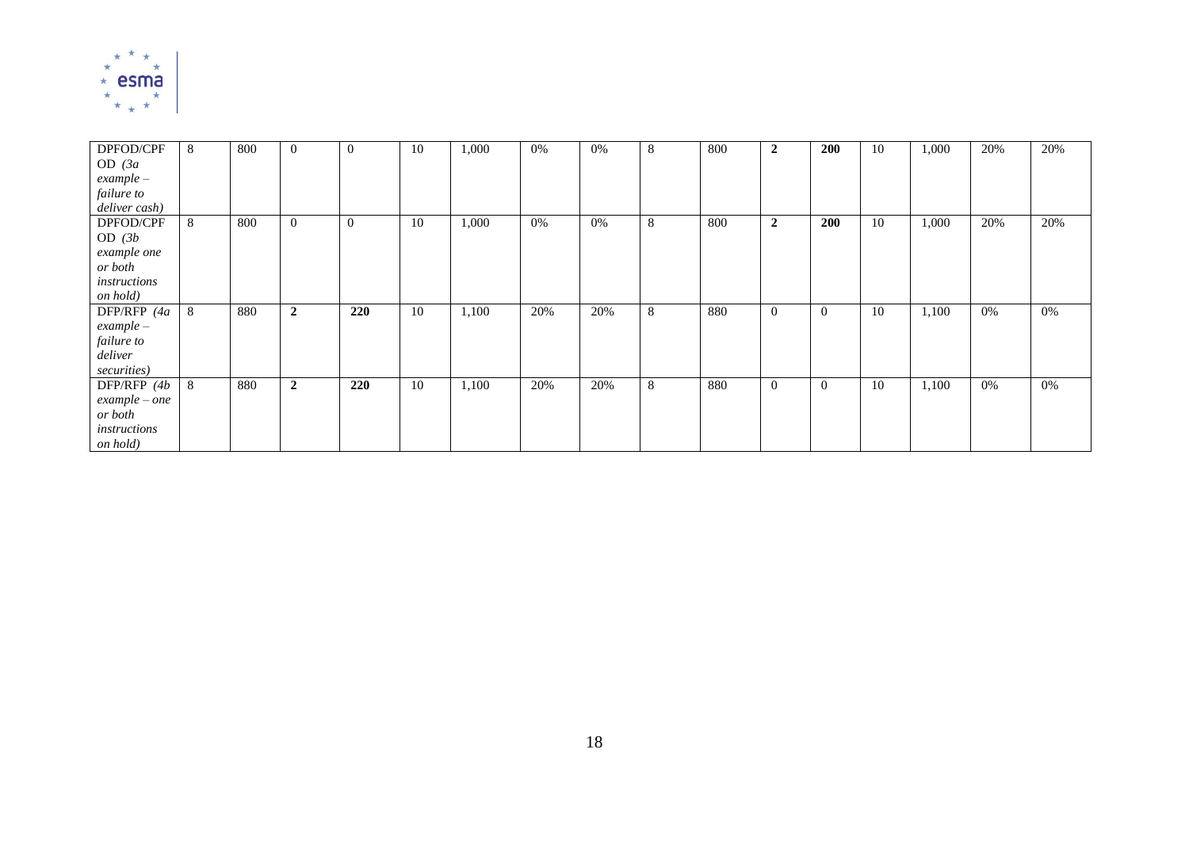| | | | | | | | | | | | | | | | | |
|---|---|---|---|---|---|---|---|---|---|---|---|---|---|---|---|---|
| DPFOD/CPFOD *(3a example – failure to deliver cash)* | 8 | 800 | 0 | 0 | 10 | 1,000 | 0% | 0% | 8 | 800 | **2** | **200** | 10 | 1,000 | 20% | 20% |
| DPFOD/CPFOD *(3b example one or both instructions on hold)* | 8 | 800 | 0 | 0 | 10 | 1,000 | 0% | 0% | 8 | 800 | **2** | **200** | 10 | 1,000 | 20% | 20% |
| DFP/RFP *(4a example – failure to deliver securities)* | 8 | 880 | **2** | **220** | 10 | 1,100 | 20% | 20% | 8 | 880 | 0 | 0 | 10 | 1,100 | 0% | 0% |
| DFP/RFP *(4b example – one or both instructions on hold)* | 8 | 880 | **2** | **220** | 10 | 1,100 | 20% | 20% | 8 | 880 | 0 | 0 | 10 | 1,100 | 0% | 0% |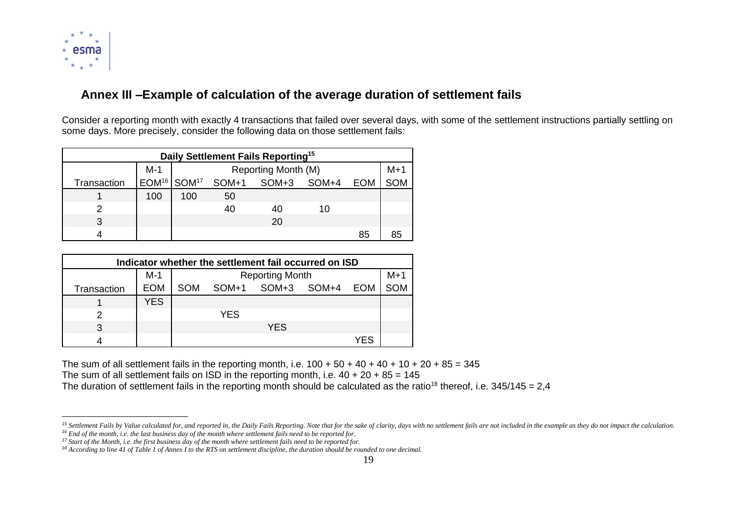## Annex III –Example of calculation of the average duration of settlement fails

Consider a reporting month with exactly 4 transactions that failed over several days, with some of the settlement instructions partially settling on some days. More precisely, consider the following data on those settlement fails:

| Daily Settlement Fails Reporting[15] | | | | | | | |
|---|---|---|---|---|---|---|---|
| | M-1 | Reporting Month (M) | | | | | M+1 |
| Transaction | EOM[16] | SOM[17] | SOM+1 | SOM+3 | SOM+4 | EOM | SOM |
| 1 | 100 | 100 | 50 | | | | |
| 2 | | | 40 | 40 | 10 | | |
| 3 | | | | 20 | | | |
| 4 | | | | | | 85 | 85 |

| Indicator whether the settlement fail occurred on ISD | | | | | | | |
|---|---|---|---|---|---|---|---|
| | M-1 | Reporting Month | | | | | M+1 |
| Transaction | EOM | SOM | SOM+1 | SOM+3 | SOM+4 | EOM | SOM |
| 1 | YES | | | | | | |
| 2 | | | YES | | | | |
| 3 | | | | YES | | | |
| 4 | | | | | | YES | |

The sum of all settlement fails in the reporting month, i.e. 100 + 50 + 40 + 40 + 10 + 20 + 85 = 345
The sum of all settlement fails on ISD in the reporting month, i.e. 40 + 20 + 85 = 145
The duration of settlement fails in the reporting month should be calculated as the ratio[18] thereof, i.e. 345/145 = 2,4

---

[15] *Settlement Fails by Value calculated for, and reported in, the Daily Fails Reporting. Note that for the sake of clarity, days with no settlement fails are not included in the example as they do not impact the calculation.*
[16] *End of the month, i.e. the last business day of the month where settlement fails need to be reported for.*
[17] *Start of the Month, i.e. the first business day of the month where settlement fails need to be reported for.*
[18] *According to line 41 of Table 1 of Annex I to the RTS on settlement discipline, the duration should be rounded to one decimal.*